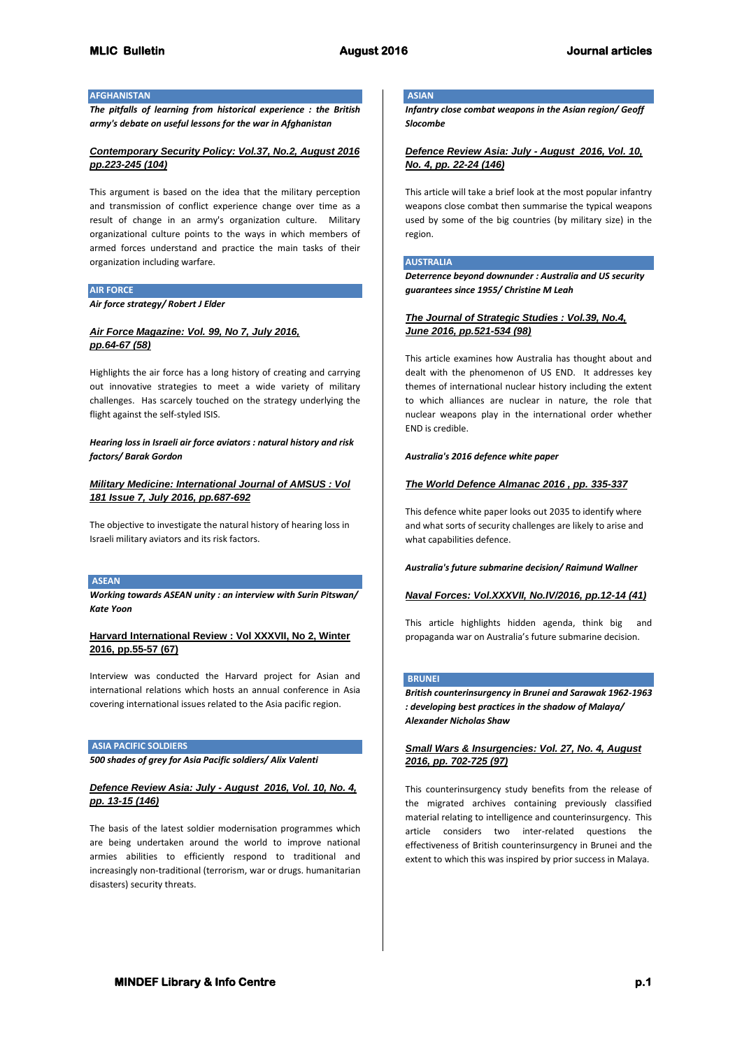## AFGHANISTAN

***The pitfalls of learning from historical experience : the British army's debate on useful lessons for the war in Afghanistan***

***Contemporary Security Policy: Vol.37, No.2, August 2016 pp.223-245 (104)***

This argument is based on the idea that the military perception and transmission of conflict experience change over time as a result of change in an army's organization culture. Military organizational culture points to the ways in which members of armed forces understand and practice the main tasks of their organization including warfare.

## AIR FORCE

***Air force strategy/ Robert J Elder***

***Air Force Magazine: Vol. 99, No 7, July 2016, pp.64-67 (58)***

Highlights the air force has a long history of creating and carrying out innovative strategies to meet a wide variety of military challenges. Has scarcely touched on the strategy underlying the flight against the self-styled ISIS.

***Hearing loss in Israeli air force aviators : natural history and risk factors/ Barak Gordon***

***Military Medicine: International Journal of AMSUS : Vol 181 Issue 7, July 2016, pp.687-692***

The objective to investigate the natural history of hearing loss in Israeli military aviators and its risk factors.

## ASEAN

***Working towards ASEAN unity : an interview with Surin Pitswan/ Kate Yoon***

**Harvard International Review : Vol XXXVII, No 2, Winter 2016, pp.55-57 (67)**

Interview was conducted the Harvard project for Asian and international relations which hosts an annual conference in Asia covering international issues related to the Asia pacific region.

## ASIA PACIFIC SOLDIERS

***500 shades of grey for Asia Pacific soldiers/ Alix Valenti***

***Defence Review Asia: July - August 2016, Vol. 10, No. 4, pp. 13-15 (146)***

The basis of the latest soldier modernisation programmes which are being undertaken around the world to improve national armies abilities to efficiently respond to traditional and increasingly non-traditional (terrorism, war or drugs. humanitarian disasters) security threats.

## ASIAN

***Infantry close combat weapons in the Asian region/ Geoff Slocombe***

***Defence Review Asia: July - August 2016, Vol. 10, No. 4, pp. 22-24 (146)***

This article will take a brief look at the most popular infantry weapons close combat then summarise the typical weapons used by some of the big countries (by military size) in the region.

## AUSTRALIA

***Deterrence beyond downunder : Australia and US security guarantees since 1955/ Christine M Leah***

***The Journal of Strategic Studies : Vol.39, No.4, June 2016, pp.521-534 (98)***

This article examines how Australia has thought about and dealt with the phenomenon of US END. It addresses key themes of international nuclear history including the extent to which alliances are nuclear in nature, the role that nuclear weapons play in the international order whether END is credible.

***Australia's 2016 defence white paper***

***The World Defence Almanac 2016 , pp. 335-337***

This defence white paper looks out 2035 to identify where and what sorts of security challenges are likely to arise and what capabilities defence.

***Australia's future submarine decision/ Raimund Wallner***

***Naval Forces: Vol.XXXVII, No.IV/2016, pp.12-14 (41)***

This article highlights hidden agenda, think big and propaganda war on Australia's future submarine decision.

## BRUNEI

***British counterinsurgency in Brunei and Sarawak 1962-1963 : developing best practices in the shadow of Malaya/ Alexander Nicholas Shaw***

***Small Wars & Insurgencies: Vol. 27, No. 4, August 2016, pp. 702-725 (97)***

This counterinsurgency study benefits from the release of the migrated archives containing previously classified material relating to intelligence and counterinsurgency. This article considers two inter-related questions the effectiveness of British counterinsurgency in Brunei and the extent to which this was inspired by prior success in Malaya.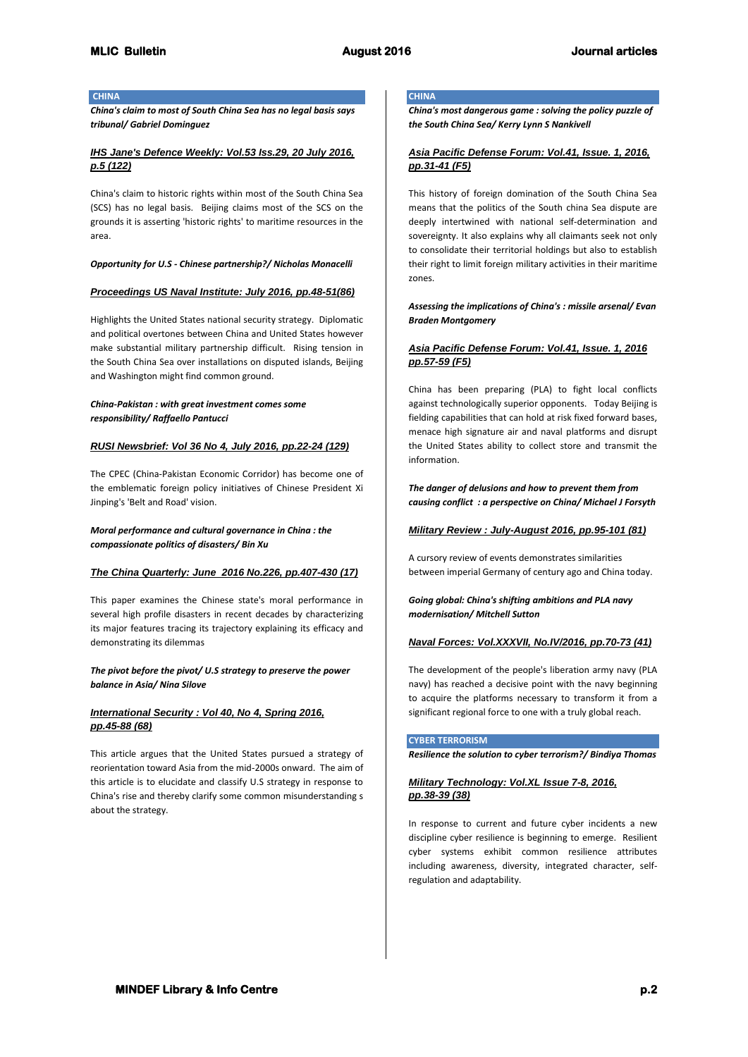## CHINA

***China's claim to most of South China Sea has no legal basis says tribunal/ Gabriel Dominguez***

***IHS Jane's Defence Weekly: Vol.53 Iss.29, 20 July 2016, p.5 (122)***

China's claim to historic rights within most of the South China Sea (SCS) has no legal basis. Beijing claims most of the SCS on the grounds it is asserting 'historic rights' to maritime resources in the area.

***Opportunity for U.S - Chinese partnership?/ Nicholas Monacelli***

***Proceedings US Naval Institute: July 2016, pp.48-51(86)***

Highlights the United States national security strategy. Diplomatic and political overtones between China and United States however make substantial military partnership difficult. Rising tension in the South China Sea over installations on disputed islands, Beijing and Washington might find common ground.

***China-Pakistan : with great investment comes some responsibility/ Raffaello Pantucci***

***RUSI Newsbrief: Vol 36 No 4, July 2016, pp.22-24 (129)***

The CPEC (China-Pakistan Economic Corridor) has become one of the emblematic foreign policy initiatives of Chinese President Xi Jinping's 'Belt and Road' vision.

***Moral performance and cultural governance in China : the compassionate politics of disasters/ Bin Xu***

***The China Quarterly: June 2016 No.226, pp.407-430 (17)***

This paper examines the Chinese state's moral performance in several high profile disasters in recent decades by characterizing its major features tracing its trajectory explaining its efficacy and demonstrating its dilemmas

***The pivot before the pivot/ U.S strategy to preserve the power balance in Asia/ Nina Silove***

***International Security : Vol 40, No 4, Spring 2016, pp.45-88 (68)***

This article argues that the United States pursued a strategy of reorientation toward Asia from the mid-2000s onward. The aim of this article is to elucidate and classify U.S strategy in response to China's rise and thereby clarify some common misunderstanding s about the strategy.

## CHINA

***China's most dangerous game : solving the policy puzzle of the South China Sea/ Kerry Lynn S Nankivell***

***Asia Pacific Defense Forum: Vol.41, Issue. 1, 2016, pp.31-41 (F5)***

This history of foreign domination of the South China Sea means that the politics of the South china Sea dispute are deeply intertwined with national self-determination and sovereignty. It also explains why all claimants seek not only to consolidate their territorial holdings but also to establish their right to limit foreign military activities in their maritime zones.

***Assessing the implications of China's : missile arsenal/ Evan Braden Montgomery***

***Asia Pacific Defense Forum: Vol.41, Issue. 1, 2016 pp.57-59 (F5)***

China has been preparing (PLA) to fight local conflicts against technologically superior opponents. Today Beijing is fielding capabilities that can hold at risk fixed forward bases, menace high signature air and naval platforms and disrupt the United States ability to collect store and transmit the information.

***The danger of delusions and how to prevent them from causing conflict : a perspective on China/ Michael J Forsyth***

***Military Review : July-August 2016, pp.95-101 (81)***

A cursory review of events demonstrates similarities between imperial Germany of century ago and China today.

***Going global: China's shifting ambitions and PLA navy modernisation/ Mitchell Sutton***

***Naval Forces: Vol.XXXVII, No.IV/2016, pp.70-73 (41)***

The development of the people's liberation army navy (PLA navy) has reached a decisive point with the navy beginning to acquire the platforms necessary to transform it from a significant regional force to one with a truly global reach.

## CYBER TERRORISM

***Resilience the solution to cyber terrorism?/ Bindiya Thomas***

***Military Technology: Vol.XL Issue 7-8, 2016, pp.38-39 (38)***

In response to current and future cyber incidents a new discipline cyber resilience is beginning to emerge. Resilient cyber systems exhibit common resilience attributes including awareness, diversity, integrated character, self-regulation and adaptability.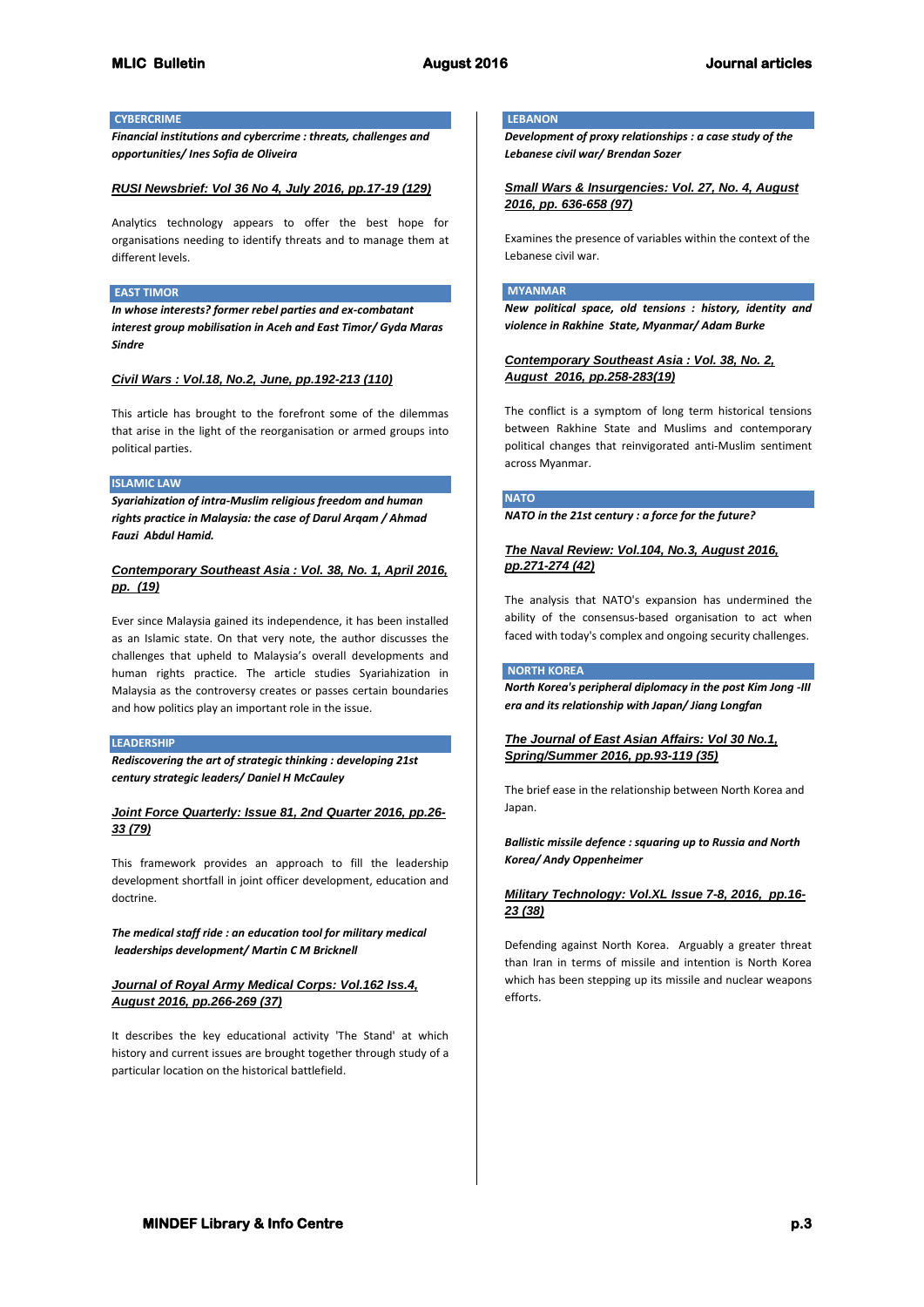## CYBERCRIME

***Financial institutions and cybercrime : threats, challenges and opportunities/ Ines Sofia de Oliveira***

***RUSI Newsbrief: Vol 36 No 4, July 2016, pp.17-19 (129)***

Analytics technology appears to offer the best hope for organisations needing to identify threats and to manage them at different levels.

## EAST TIMOR

***In whose interests? former rebel parties and ex-combatant interest group mobilisation in Aceh and East Timor/ Gyda Maras Sindre***

***Civil Wars : Vol.18, No.2, June, pp.192-213 (110)***

This article has brought to the forefront some of the dilemmas that arise in the light of the reorganisation or armed groups into political parties.

## ISLAMIC LAW

***Syariahization of intra-Muslim religious freedom and human rights practice in Malaysia: the case of Darul Arqam / Ahmad Fauzi Abdul Hamid.***

***Contemporary Southeast Asia : Vol. 38, No. 1, April 2016, pp. (19)***

Ever since Malaysia gained its independence, it has been installed as an Islamic state. On that very note, the author discusses the challenges that upheld to Malaysia's overall developments and human rights practice. The article studies Syariahization in Malaysia as the controversy creates or passes certain boundaries and how politics play an important role in the issue.

## LEADERSHIP

***Rediscovering the art of strategic thinking : developing 21st century strategic leaders/ Daniel H McCauley***

***Joint Force Quarterly: Issue 81, 2nd Quarter 2016, pp.26-33 (79)***

This framework provides an approach to fill the leadership development shortfall in joint officer development, education and doctrine.

***The medical staff ride : an education tool for military medical leaderships development/ Martin C M Bricknell***

***Journal of Royal Army Medical Corps: Vol.162 Iss.4, August 2016, pp.266-269 (37)***

It describes the key educational activity 'The Stand' at which history and current issues are brought together through study of a particular location on the historical battlefield.

## LEBANON

***Development of proxy relationships : a case study of the Lebanese civil war/ Brendan Sozer***

***Small Wars & Insurgencies: Vol. 27, No. 4, August 2016, pp. 636-658 (97)***

Examines the presence of variables within the context of the Lebanese civil war.

## MYANMAR

***New political space, old tensions : history, identity and violence in Rakhine State, Myanmar/ Adam Burke***

***Contemporary Southeast Asia : Vol. 38, No. 2, August 2016, pp.258-283(19)***

The conflict is a symptom of long term historical tensions between Rakhine State and Muslims and contemporary political changes that reinvigorated anti-Muslim sentiment across Myanmar.

## NATO

***NATO in the 21st century : a force for the future?***

***The Naval Review: Vol.104, No.3, August 2016, pp.271-274 (42)***

The analysis that NATO's expansion has undermined the ability of the consensus-based organisation to act when faced with today's complex and ongoing security challenges.

## NORTH KOREA

***North Korea's peripheral diplomacy in the post Kim Jong -III era and its relationship with Japan/ Jiang Longfan***

***The Journal of East Asian Affairs: Vol 30 No.1, Spring/Summer 2016, pp.93-119 (35)***

The brief ease in the relationship between North Korea and Japan.

***Ballistic missile defence : squaring up to Russia and North Korea/ Andy Oppenheimer***

***Military Technology: Vol.XL Issue 7-8, 2016, pp.16-23 (38)***

Defending against North Korea. Arguably a greater threat than Iran in terms of missile and intention is North Korea which has been stepping up its missile and nuclear weapons efforts.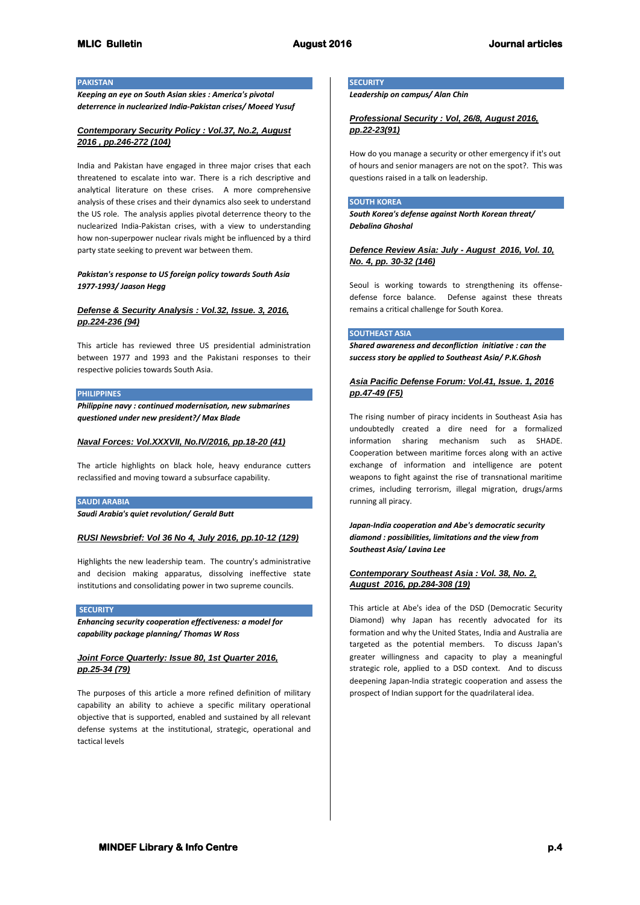## PAKISTAN

***Keeping an eye on South Asian skies : America's pivotal deterrence in nuclearized India-Pakistan crises/ Moeed Yusuf***

**Contemporary Security Policy : Vol.37, No.2, August 2016 , pp.246-272 (104)**

India and Pakistan have engaged in three major crises that each threatened to escalate into war. There is a rich descriptive and analytical literature on these crises. A more comprehensive analysis of these crises and their dynamics also seek to understand the US role. The analysis applies pivotal deterrence theory to the nuclearized India-Pakistan crises, with a view to understanding how non-superpower nuclear rivals might be influenced by a third party state seeking to prevent war between them.

***Pakistan's response to US foreign policy towards South Asia 1977-1993/ Jaason Hegg***

**Defense & Security Analysis : Vol.32, Issue. 3, 2016, pp.224-236 (94)**

This article has reviewed three US presidential administration between 1977 and 1993 and the Pakistani responses to their respective policies towards South Asia.

## PHILIPPINES

***Philippine navy : continued modernisation, new submarines questioned under new president?/ Max Blade***

**Naval Forces: Vol.XXXVII, No.IV/2016, pp.18-20 (41)**

The article highlights on black hole, heavy endurance cutters reclassified and moving toward a subsurface capability.

## SAUDI ARABIA

***Saudi Arabia's quiet revolution/ Gerald Butt***

**RUSI Newsbrief: Vol 36 No 4, July 2016, pp.10-12 (129)**

Highlights the new leadership team. The country's administrative and decision making apparatus, dissolving ineffective state institutions and consolidating power in two supreme councils.

## SECURITY

***Enhancing security cooperation effectiveness: a model for capability package planning/ Thomas W Ross***

**Joint Force Quarterly: Issue 80, 1st Quarter 2016, pp.25-34 (79)**

The purposes of this article a more refined definition of military capability an ability to achieve a specific military operational objective that is supported, enabled and sustained by all relevant defense systems at the institutional, strategic, operational and tactical levels

## SECURITY

***Leadership on campus/ Alan Chin***

**Professional Security : Vol, 26/8, August 2016, pp.22-23(91)**

How do you manage a security or other emergency if it's out of hours and senior managers are not on the spot?. This was questions raised in a talk on leadership.

## SOUTH KOREA

***South Korea's defense against North Korean threat/ Debalina Ghoshal***

**Defence Review Asia: July - August 2016, Vol. 10, No. 4, pp. 30-32 (146)**

Seoul is working towards to strengthening its offense-defense force balance. Defense against these threats remains a critical challenge for South Korea.

## SOUTHEAST ASIA

***Shared awareness and deconfliction initiative : can the success story be applied to Southeast Asia/ P.K.Ghosh***

**Asia Pacific Defense Forum: Vol.41, Issue. 1, 2016 pp.47-49 (F5)**

The rising number of piracy incidents in Southeast Asia has undoubtedly created a dire need for a formalized information sharing mechanism such as SHADE. Cooperation between maritime forces along with an active exchange of information and intelligence are potent weapons to fight against the rise of transnational maritime crimes, including terrorism, illegal migration, drugs/arms running all piracy.

***Japan-India cooperation and Abe's democratic security diamond : possibilities, limitations and the view from Southeast Asia/ Lavina Lee***

**Contemporary Southeast Asia : Vol. 38, No. 2, August 2016, pp.284-308 (19)**

This article at Abe's idea of the DSD (Democratic Security Diamond) why Japan has recently advocated for its formation and why the United States, India and Australia are targeted as the potential members. To discuss Japan's greater willingness and capacity to play a meaningful strategic role, applied to a DSD context. And to discuss deepening Japan-India strategic cooperation and assess the prospect of Indian support for the quadrilateral idea.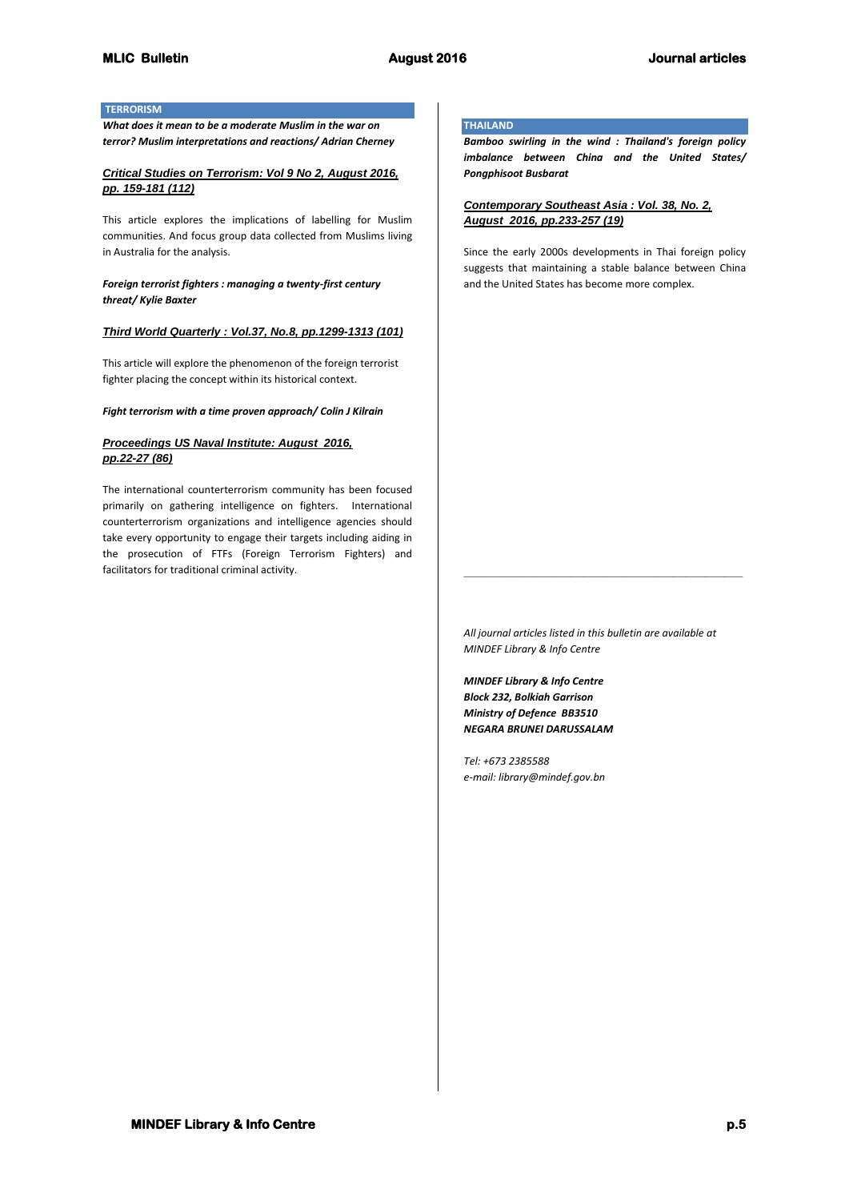## TERRORISM

***What does it mean to be a moderate Muslim in the war on terror? Muslim interpretations and reactions/ Adrian Cherney***

***Critical Studies on Terrorism: Vol 9 No 2, August 2016, pp. 159-181 (112)***

This article explores the implications of labelling for Muslim communities. And focus group data collected from Muslims living in Australia for the analysis.

***Foreign terrorist fighters : managing a twenty-first century threat/ Kylie Baxter***

***Third World Quarterly : Vol.37, No.8, pp.1299-1313 (101)***

This article will explore the phenomenon of the foreign terrorist fighter placing the concept within its historical context.

***Fight terrorism with a time proven approach/ Colin J Kilrain***

***Proceedings US Naval Institute: August 2016, pp.22-27 (86)***

The international counterterrorism community has been focused primarily on gathering intelligence on fighters. International counterterrorism organizations and intelligence agencies should take every opportunity to engage their targets including aiding in the prosecution of FTFs (Foreign Terrorism Fighters) and facilitators for traditional criminal activity.

## THAILAND

***Bamboo swirling in the wind : Thailand's foreign policy imbalance between China and the United States/ Pongphisoot Busbarat***

***Contemporary Southeast Asia : Vol. 38, No. 2, August 2016, pp.233-257 (19)***

Since the early 2000s developments in Thai foreign policy suggests that maintaining a stable balance between China and the United States has become more complex.

---

*All journal articles listed in this bulletin are available at MINDEF Library & Info Centre*

***MINDEF Library & Info Centre***
***Block 232, Bolkiah Garrison***
***Ministry of Defence BB3510***
***NEGARA BRUNEI DARUSSALAM***

*Tel: +673 2385588*
*e-mail: library@mindef.gov.bn*